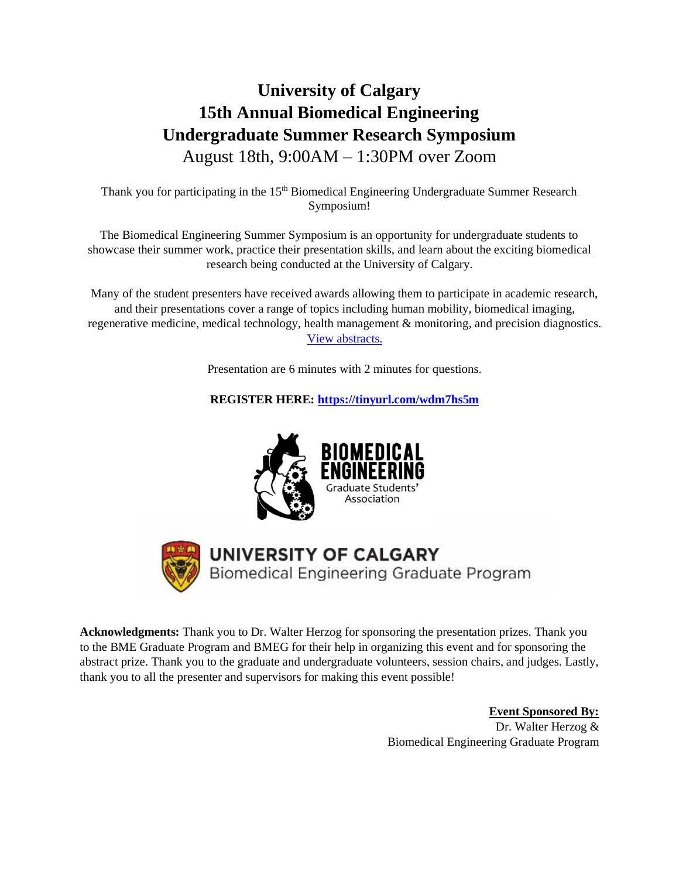# University of Calgary
# 15th Annual Biomedical Engineering
# Undergraduate Summer Research Symposium

August 18th, 9:00AM – 1:30PM over Zoom

Thank you for participating in the 15th Biomedical Engineering Undergraduate Summer Research Symposium!

The Biomedical Engineering Summer Symposium is an opportunity for undergraduate students to showcase their summer work, practice their presentation skills, and learn about the exciting biomedical research being conducted at the University of Calgary.

Many of the student presenters have received awards allowing them to participate in academic research, and their presentations cover a range of topics including human mobility, biomedical imaging, regenerative medicine, medical technology, health management & monitoring, and precision diagnostics. View abstracts.

Presentation are 6 minutes with 2 minutes for questions.

**REGISTER HERE: https://tinyurl.com/wdm7hs5m**

BIOMEDICAL ENGINEERING
Graduate Students' Association

UNIVERSITY OF CALGARY
Biomedical Engineering Graduate Program

**Acknowledgments:** Thank you to Dr. Walter Herzog for sponsoring the presentation prizes. Thank you to the BME Graduate Program and BMEG for their help in organizing this event and for sponsoring the abstract prize. Thank you to the graduate and undergraduate volunteers, session chairs, and judges. Lastly, thank you to all the presenter and supervisors for making this event possible!

**Event Sponsored By:**
Dr. Walter Herzog &
Biomedical Engineering Graduate Program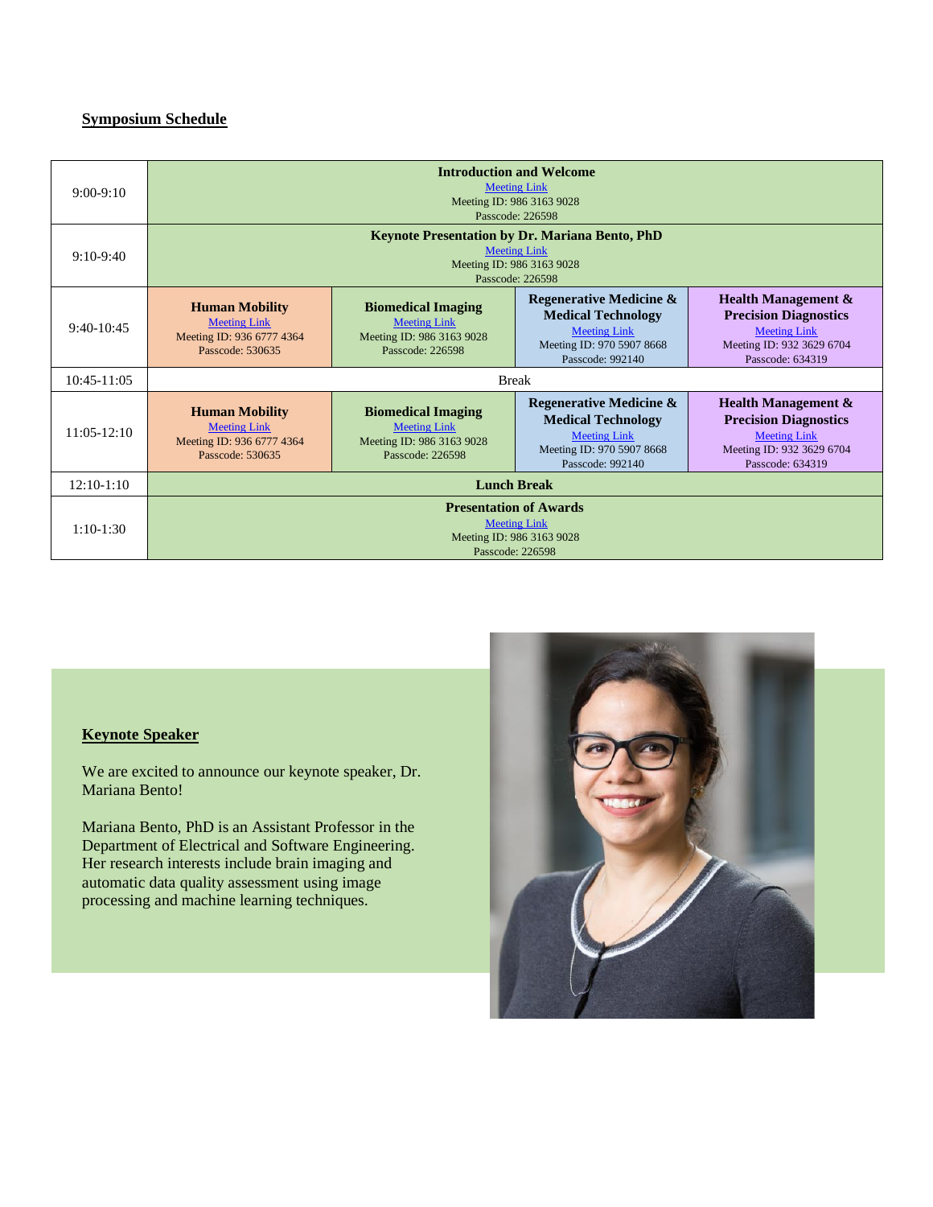## Symposium Schedule

| | | | | |
|---|---|---|---|---|
| 9:00-9:10 | **Introduction and Welcome**<br>Meeting Link<br>Meeting ID: 986 3163 9028<br>Passcode: 226598 | | | |
| 9:10-9:40 | **Keynote Presentation by Dr. Mariana Bento, PhD**<br>Meeting Link<br>Meeting ID: 986 3163 9028<br>Passcode: 226598 | | | |
| 9:40-10:45 | **Human Mobility**<br>Meeting Link<br>Meeting ID: 936 6777 4364<br>Passcode: 530635 | **Biomedical Imaging**<br>Meeting Link<br>Meeting ID: 986 3163 9028<br>Passcode: 226598 | **Regenerative Medicine & Medical Technology**<br>Meeting Link<br>Meeting ID: 970 5907 8668<br>Passcode: 992140 | **Health Management & Precision Diagnostics**<br>Meeting Link<br>Meeting ID: 932 3629 6704<br>Passcode: 634319 |
| 10:45-11:05 | Break | | | |
| 11:05-12:10 | **Human Mobility**<br>Meeting Link<br>Meeting ID: 936 6777 4364<br>Passcode: 530635 | **Biomedical Imaging**<br>Meeting Link<br>Meeting ID: 986 3163 9028<br>Passcode: 226598 | **Regenerative Medicine & Medical Technology**<br>Meeting Link<br>Meeting ID: 970 5907 8668<br>Passcode: 992140 | **Health Management & Precision Diagnostics**<br>Meeting Link<br>Meeting ID: 932 3629 6704<br>Passcode: 634319 |
| 12:10-1:10 | **Lunch Break** | | | |
| 1:10-1:30 | **Presentation of Awards**<br>Meeting Link<br>Meeting ID: 986 3163 9028<br>Passcode: 226598 | | | |

## Keynote Speaker

We are excited to announce our keynote speaker, Dr. Mariana Bento!

Mariana Bento, PhD is an Assistant Professor in the Department of Electrical and Software Engineering. Her research interests include brain imaging and automatic data quality assessment using image processing and machine learning techniques.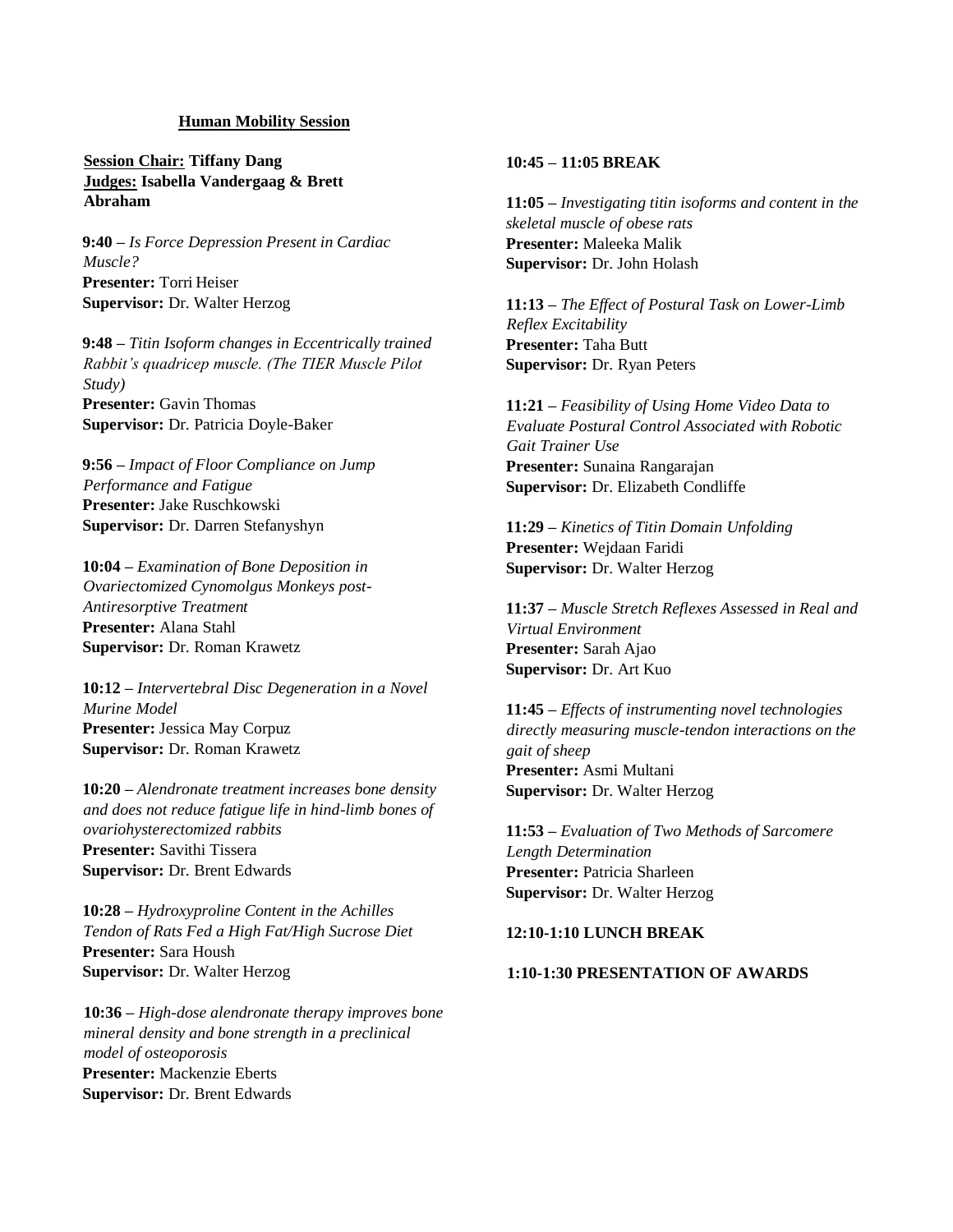## Human Mobility Session

**Session Chair: Tiffany Dang**
**Judges: Isabella Vandergaag & Brett Abraham**

**9:40 –** *Is Force Depression Present in Cardiac Muscle?*
**Presenter:** Torri Heiser
**Supervisor:** Dr. Walter Herzog

**9:48 –** *Titin Isoform changes in Eccentrically trained Rabbit's quadricep muscle. (The TIER Muscle Pilot Study)*
**Presenter:** Gavin Thomas
**Supervisor:** Dr. Patricia Doyle-Baker

**9:56 –** *Impact of Floor Compliance on Jump Performance and Fatigue*
**Presenter:** Jake Ruschkowski
**Supervisor:** Dr. Darren Stefanyshyn

**10:04 –** *Examination of Bone Deposition in Ovariectomized Cynomolgus Monkeys post-Antiresorptive Treatment*
**Presenter:** Alana Stahl
**Supervisor:** Dr. Roman Krawetz

**10:12 –** *Intervertebral Disc Degeneration in a Novel Murine Model*
**Presenter:** Jessica May Corpuz
**Supervisor:** Dr. Roman Krawetz

**10:20 –** *Alendronate treatment increases bone density and does not reduce fatigue life in hind-limb bones of ovariohysterectomized rabbits*
**Presenter:** Savithi Tissera
**Supervisor:** Dr. Brent Edwards

**10:28 –** *Hydroxyproline Content in the Achilles Tendon of Rats Fed a High Fat/High Sucrose Diet*
**Presenter:** Sara Housh
**Supervisor:** Dr. Walter Herzog

**10:36 –** *High-dose alendronate therapy improves bone mineral density and bone strength in a preclinical model of osteoporosis*
**Presenter:** Mackenzie Eberts
**Supervisor:** Dr. Brent Edwards

**10:45 – 11:05 BREAK**

**11:05 –** *Investigating titin isoforms and content in the skeletal muscle of obese rats*
**Presenter:** Maleeka Malik
**Supervisor:** Dr. John Holash

**11:13 –** *The Effect of Postural Task on Lower-Limb Reflex Excitability*
**Presenter:** Taha Butt
**Supervisor:** Dr. Ryan Peters

**11:21 –** *Feasibility of Using Home Video Data to Evaluate Postural Control Associated with Robotic Gait Trainer Use*
**Presenter:** Sunaina Rangarajan
**Supervisor:** Dr. Elizabeth Condliffe

**11:29 –** *Kinetics of Titin Domain Unfolding*
**Presenter:** Wejdaan Faridi
**Supervisor:** Dr. Walter Herzog

**11:37 –** *Muscle Stretch Reflexes Assessed in Real and Virtual Environment*
**Presenter:** Sarah Ajao
**Supervisor:** Dr. Art Kuo

**11:45 –** *Effects of instrumenting novel technologies directly measuring muscle-tendon interactions on the gait of sheep*
**Presenter:** Asmi Multani
**Supervisor:** Dr. Walter Herzog

**11:53 –** *Evaluation of Two Methods of Sarcomere Length Determination*
**Presenter:** Patricia Sharleen
**Supervisor:** Dr. Walter Herzog

**12:10-1:10 LUNCH BREAK**

**1:10-1:30 PRESENTATION OF AWARDS**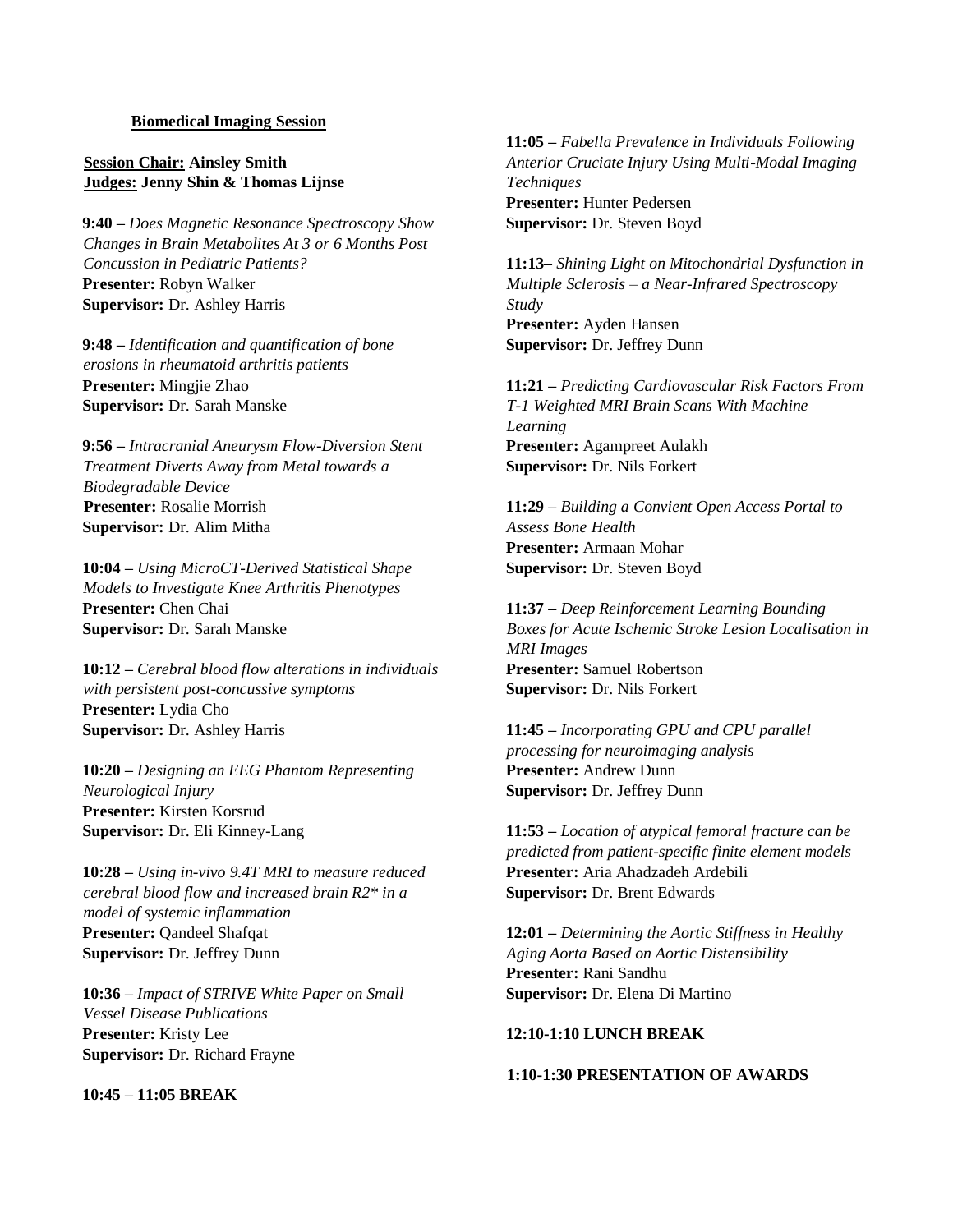## Biomedical Imaging Session

**Session Chair:** **Ainsley Smith**
**Judges:** **Jenny Shin & Thomas Lijnse**

**9:40 –** *Does Magnetic Resonance Spectroscopy Show Changes in Brain Metabolites At 3 or 6 Months Post Concussion in Pediatric Patients?*
**Presenter:** Robyn Walker
**Supervisor:** Dr. Ashley Harris

**9:48 –** *Identification and quantification of bone erosions in rheumatoid arthritis patients*
**Presenter:** Mingjie Zhao
**Supervisor:** Dr. Sarah Manske

**9:56 –** *Intracranial Aneurysm Flow-Diversion Stent Treatment Diverts Away from Metal towards a Biodegradable Device*
**Presenter:** Rosalie Morrish
**Supervisor:** Dr. Alim Mitha

**10:04 –** *Using MicroCT-Derived Statistical Shape Models to Investigate Knee Arthritis Phenotypes*
**Presenter:** Chen Chai
**Supervisor:** Dr. Sarah Manske

**10:12 –** *Cerebral blood flow alterations in individuals with persistent post-concussive symptoms*
**Presenter:** Lydia Cho
**Supervisor:** Dr. Ashley Harris

**10:20 –** *Designing an EEG Phantom Representing Neurological Injury*
**Presenter:** Kirsten Korsrud
**Supervisor:** Dr. Eli Kinney-Lang

**10:28 –** *Using in-vivo 9.4T MRI to measure reduced cerebral blood flow and increased brain R2* in a model of systemic inflammation*
**Presenter:** Qandeel Shafqat
**Supervisor:** Dr. Jeffrey Dunn

**10:36 –** *Impact of STRIVE White Paper on Small Vessel Disease Publications*
**Presenter:** Kristy Lee
**Supervisor:** Dr. Richard Frayne

**10:45 – 11:05 BREAK**

**11:05 –** *Fabella Prevalence in Individuals Following Anterior Cruciate Injury Using Multi-Modal Imaging Techniques*
**Presenter:** Hunter Pedersen
**Supervisor:** Dr. Steven Boyd

**11:13–** *Shining Light on Mitochondrial Dysfunction in Multiple Sclerosis – a Near-Infrared Spectroscopy Study*
**Presenter:** Ayden Hansen
**Supervisor:** Dr. Jeffrey Dunn

**11:21 –** *Predicting Cardiovascular Risk Factors From T-1 Weighted MRI Brain Scans With Machine Learning*
**Presenter:** Agampreet Aulakh
**Supervisor:** Dr. Nils Forkert

**11:29 –** *Building a Convient Open Access Portal to Assess Bone Health*
**Presenter:** Armaan Mohar
**Supervisor:** Dr. Steven Boyd

**11:37 –** *Deep Reinforcement Learning Bounding Boxes for Acute Ischemic Stroke Lesion Localisation in MRI Images*
**Presenter:** Samuel Robertson
**Supervisor:** Dr. Nils Forkert

**11:45 –** *Incorporating GPU and CPU parallel processing for neuroimaging analysis*
**Presenter:** Andrew Dunn
**Supervisor:** Dr. Jeffrey Dunn

**11:53 –** *Location of atypical femoral fracture can be predicted from patient-specific finite element models*
**Presenter:** Aria Ahadzadeh Ardebili
**Supervisor:** Dr. Brent Edwards

**12:01 –** *Determining the Aortic Stiffness in Healthy Aging Aorta Based on Aortic Distensibility*
**Presenter:** Rani Sandhu
**Supervisor:** Dr. Elena Di Martino

**12:10-1:10 LUNCH BREAK**

**1:10-1:30 PRESENTATION OF AWARDS**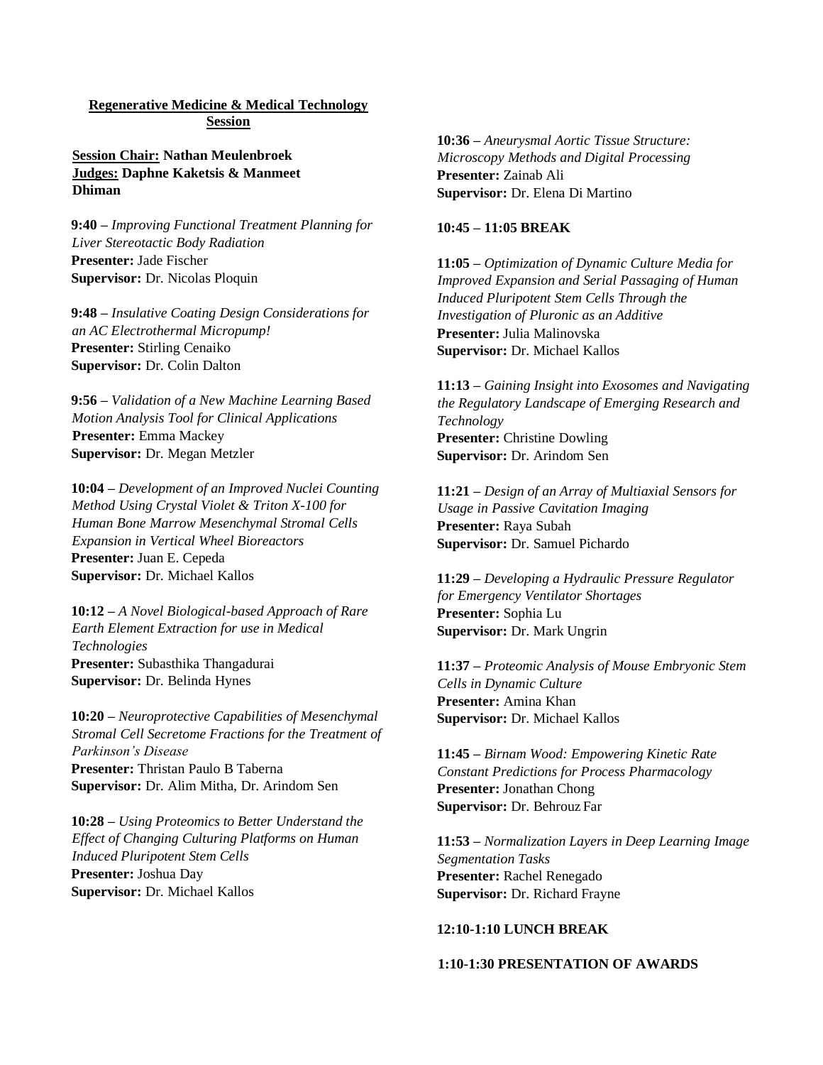## Regenerative Medicine & Medical Technology Session

**Session Chair:** **Nathan Meulenbroek**
**Judges:** **Daphne Kaketsis & Manmeet Dhiman**

**9:40 –** *Improving Functional Treatment Planning for Liver Stereotactic Body Radiation*
**Presenter:** Jade Fischer
**Supervisor:** Dr. Nicolas Ploquin

**9:48 –** *Insulative Coating Design Considerations for an AC Electrothermal Micropump!*
**Presenter:** Stirling Cenaiko
**Supervisor:** Dr. Colin Dalton

**9:56 –** *Validation of a New Machine Learning Based Motion Analysis Tool for Clinical Applications*
**Presenter:** Emma Mackey
**Supervisor:** Dr. Megan Metzler

**10:04 –** *Development of an Improved Nuclei Counting Method Using Crystal Violet & Triton X-100 for Human Bone Marrow Mesenchymal Stromal Cells Expansion in Vertical Wheel Bioreactors*
**Presenter:** Juan E. Cepeda
**Supervisor:** Dr. Michael Kallos

**10:12 –** *A Novel Biological-based Approach of Rare Earth Element Extraction for use in Medical Technologies*
**Presenter:** Subasthika Thangadurai
**Supervisor:** Dr. Belinda Hynes

**10:20 –** *Neuroprotective Capabilities of Mesenchymal Stromal Cell Secretome Fractions for the Treatment of Parkinson's Disease*
**Presenter:** Thristan Paulo B Taberna
**Supervisor:** Dr. Alim Mitha, Dr. Arindom Sen

**10:28 –** *Using Proteomics to Better Understand the Effect of Changing Culturing Platforms on Human Induced Pluripotent Stem Cells*
**Presenter:** Joshua Day
**Supervisor:** Dr. Michael Kallos

**10:36 –** *Aneurysmal Aortic Tissue Structure: Microscopy Methods and Digital Processing*
**Presenter:** Zainab Ali
**Supervisor:** Dr. Elena Di Martino

**10:45 – 11:05 BREAK**

**11:05 –** *Optimization of Dynamic Culture Media for Improved Expansion and Serial Passaging of Human Induced Pluripotent Stem Cells Through the Investigation of Pluronic as an Additive*
**Presenter:** Julia Malinovska
**Supervisor:** Dr. Michael Kallos

**11:13 –** *Gaining Insight into Exosomes and Navigating the Regulatory Landscape of Emerging Research and Technology*
**Presenter:** Christine Dowling
**Supervisor:** Dr. Arindom Sen

**11:21 –** *Design of an Array of Multiaxial Sensors for Usage in Passive Cavitation Imaging*
**Presenter:** Raya Subah
**Supervisor:** Dr. Samuel Pichardo

**11:29 –** *Developing a Hydraulic Pressure Regulator for Emergency Ventilator Shortages*
**Presenter:** Sophia Lu
**Supervisor:** Dr. Mark Ungrin

**11:37 –** *Proteomic Analysis of Mouse Embryonic Stem Cells in Dynamic Culture*
**Presenter:** Amina Khan
**Supervisor:** Dr. Michael Kallos

**11:45 –** *Birnam Wood: Empowering Kinetic Rate Constant Predictions for Process Pharmacology*
**Presenter:** Jonathan Chong
**Supervisor:** Dr. Behrouz Far

**11:53 –** *Normalization Layers in Deep Learning Image Segmentation Tasks*
**Presenter:** Rachel Renegado
**Supervisor:** Dr. Richard Frayne

**12:10-1:10 LUNCH BREAK**

**1:10-1:30 PRESENTATION OF AWARDS**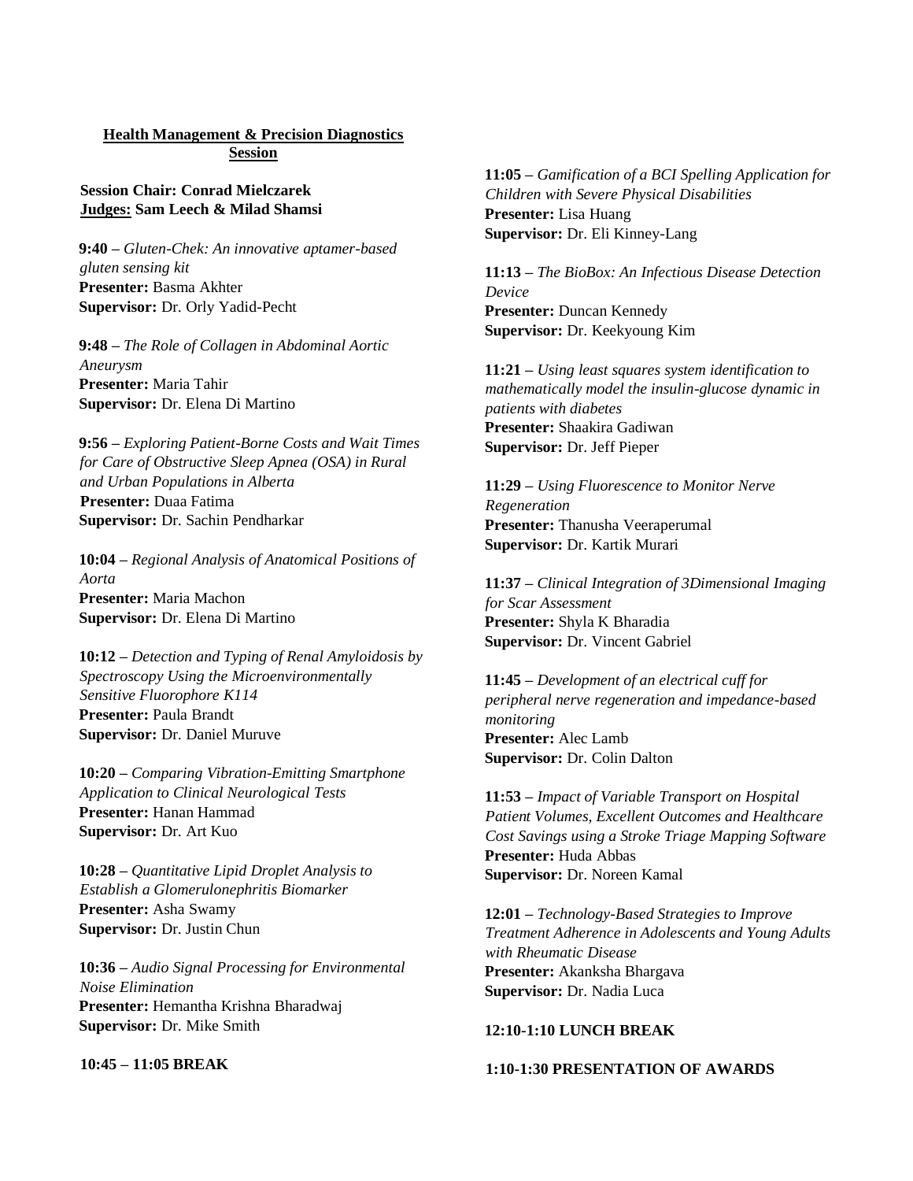## Health Management & Precision Diagnostics Session

**Session Chair: Conrad Mielczarek**
**Judges: Sam Leech & Milad Shamsi**

**9:40 –** *Gluten-Chek: An innovative aptamer-based gluten sensing kit*
**Presenter:** Basma Akhter
**Supervisor:** Dr. Orly Yadid-Pecht

**9:48 –** *The Role of Collagen in Abdominal Aortic Aneurysm*
**Presenter:** Maria Tahir
**Supervisor:** Dr. Elena Di Martino

**9:56 –** *Exploring Patient-Borne Costs and Wait Times for Care of Obstructive Sleep Apnea (OSA) in Rural and Urban Populations in Alberta*
**Presenter:** Duaa Fatima
**Supervisor:** Dr. Sachin Pendharkar

**10:04 –** *Regional Analysis of Anatomical Positions of Aorta*
**Presenter:** Maria Machon
**Supervisor:** Dr. Elena Di Martino

**10:12 –** *Detection and Typing of Renal Amyloidosis by Spectroscopy Using the Microenvironmentally Sensitive Fluorophore K114*
**Presenter:** Paula Brandt
**Supervisor:** Dr. Daniel Muruve

**10:20 –** *Comparing Vibration-Emitting Smartphone Application to Clinical Neurological Tests*
**Presenter:** Hanan Hammad
**Supervisor:** Dr. Art Kuo

**10:28 –** *Quantitative Lipid Droplet Analysis to Establish a Glomerulonephritis Biomarker*
**Presenter:** Asha Swamy
**Supervisor:** Dr. Justin Chun

**10:36 –** *Audio Signal Processing for Environmental Noise Elimination*
**Presenter:** Hemantha Krishna Bharadwaj
**Supervisor:** Dr. Mike Smith

**10:45 – 11:05 BREAK**

**11:05 –** *Gamification of a BCI Spelling Application for Children with Severe Physical Disabilities*
**Presenter:** Lisa Huang
**Supervisor:** Dr. Eli Kinney-Lang

**11:13 –** *The BioBox: An Infectious Disease Detection Device*
**Presenter:** Duncan Kennedy
**Supervisor:** Dr. Keekyoung Kim

**11:21 –** *Using least squares system identification to mathematically model the insulin-glucose dynamic in patients with diabetes*
**Presenter:** Shaakira Gadiwan
**Supervisor:** Dr. Jeff Pieper

**11:29 –** *Using Fluorescence to Monitor Nerve Regeneration*
**Presenter:** Thanusha Veeraperumal
**Supervisor:** Dr. Kartik Murari

**11:37 –** *Clinical Integration of 3Dimensional Imaging for Scar Assessment*
**Presenter:** Shyla K Bharadia
**Supervisor:** Dr. Vincent Gabriel

**11:45 –** *Development of an electrical cuff for peripheral nerve regeneration and impedance-based monitoring*
**Presenter:** Alec Lamb
**Supervisor:** Dr. Colin Dalton

**11:53 –** *Impact of Variable Transport on Hospital Patient Volumes, Excellent Outcomes and Healthcare Cost Savings using a Stroke Triage Mapping Software*
**Presenter:** Huda Abbas
**Supervisor:** Dr. Noreen Kamal

**12:01 –** *Technology-Based Strategies to Improve Treatment Adherence in Adolescents and Young Adults with Rheumatic Disease*
**Presenter:** Akanksha Bhargava
**Supervisor:** Dr. Nadia Luca

**12:10-1:10 LUNCH BREAK**

**1:10-1:30 PRESENTATION OF AWARDS**